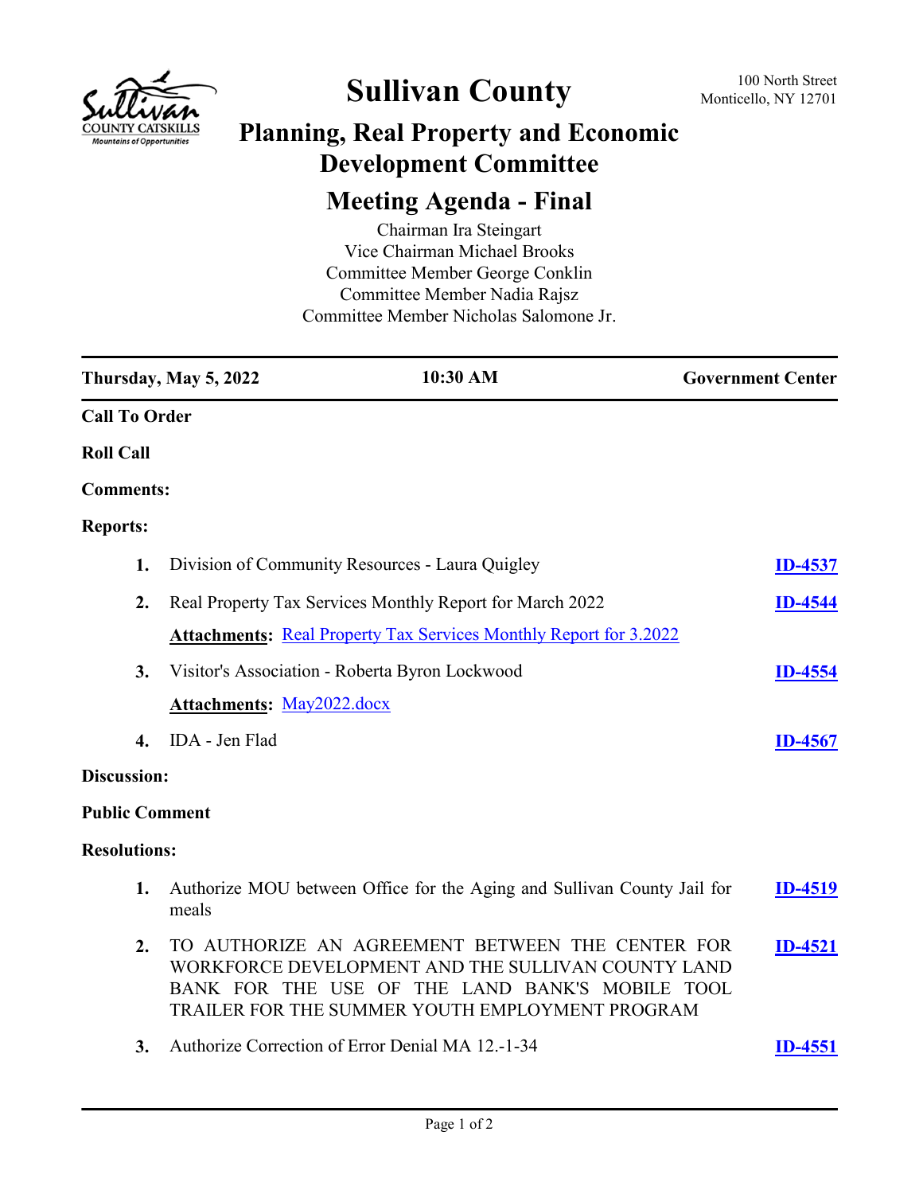# Sullivan County

100 North Street
Monticello, NY 12701

## Planning, Real Property and Economic Development Committee

## Meeting Agenda - Final

Chairman Ira Steingart
Vice Chairman Michael Brooks
Committee Member George Conklin
Committee Member Nadia Rajsz
Committee Member Nicholas Salomone Jr.

**Thursday, May 5, 2022** | **10:30 AM** | **Government Center**

**Call To Order**

**Roll Call**

**Comments:**

**Reports:**

1. Division of Community Resources - Laura Quigley — **ID-4537**
2. Real Property Tax Services Monthly Report for March 2022 — **ID-4544**

   **Attachments:** Real Property Tax Services Monthly Report for 3.2022
3. Visitor's Association - Roberta Byron Lockwood — **ID-4554**

   **Attachments:** May2022.docx
4. IDA - Jen Flad — **ID-4567**

**Discussion:**

**Public Comment**

**Resolutions:**

1. Authorize MOU between Office for the Aging and Sullivan County Jail for meals — **ID-4519**
2. TO AUTHORIZE AN AGREEMENT BETWEEN THE CENTER FOR WORKFORCE DEVELOPMENT AND THE SULLIVAN COUNTY LAND BANK FOR THE USE OF THE LAND BANK'S MOBILE TOOL TRAILER FOR THE SUMMER YOUTH EMPLOYMENT PROGRAM — **ID-4521**
3. Authorize Correction of Error Denial MA 12.-1-34 — **ID-4551**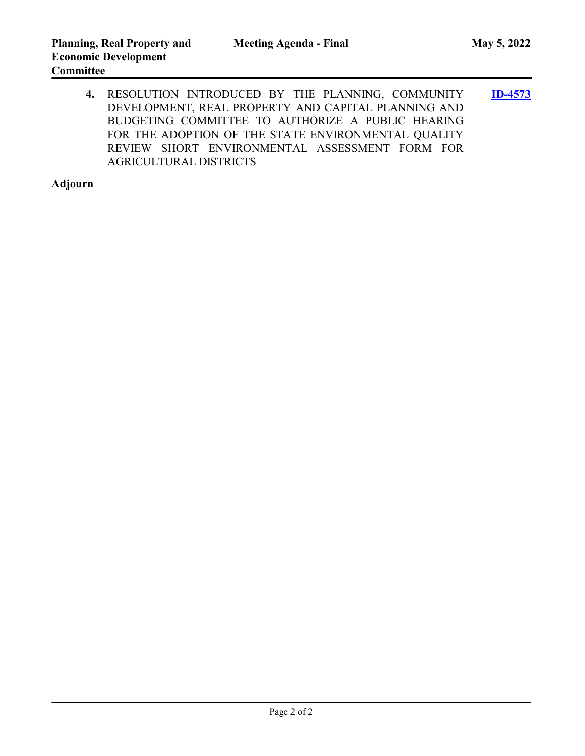4. RESOLUTION INTRODUCED BY THE PLANNING, COMMUNITY DEVELOPMENT, REAL PROPERTY AND CAPITAL PLANNING AND BUDGETING COMMITTEE TO AUTHORIZE A PUBLIC HEARING FOR THE ADOPTION OF THE STATE ENVIRONMENTAL QUALITY REVIEW SHORT ENVIRONMENTAL ASSESSMENT FORM FOR AGRICULTURAL DISTRICTS **ID-4573**

**Adjourn**